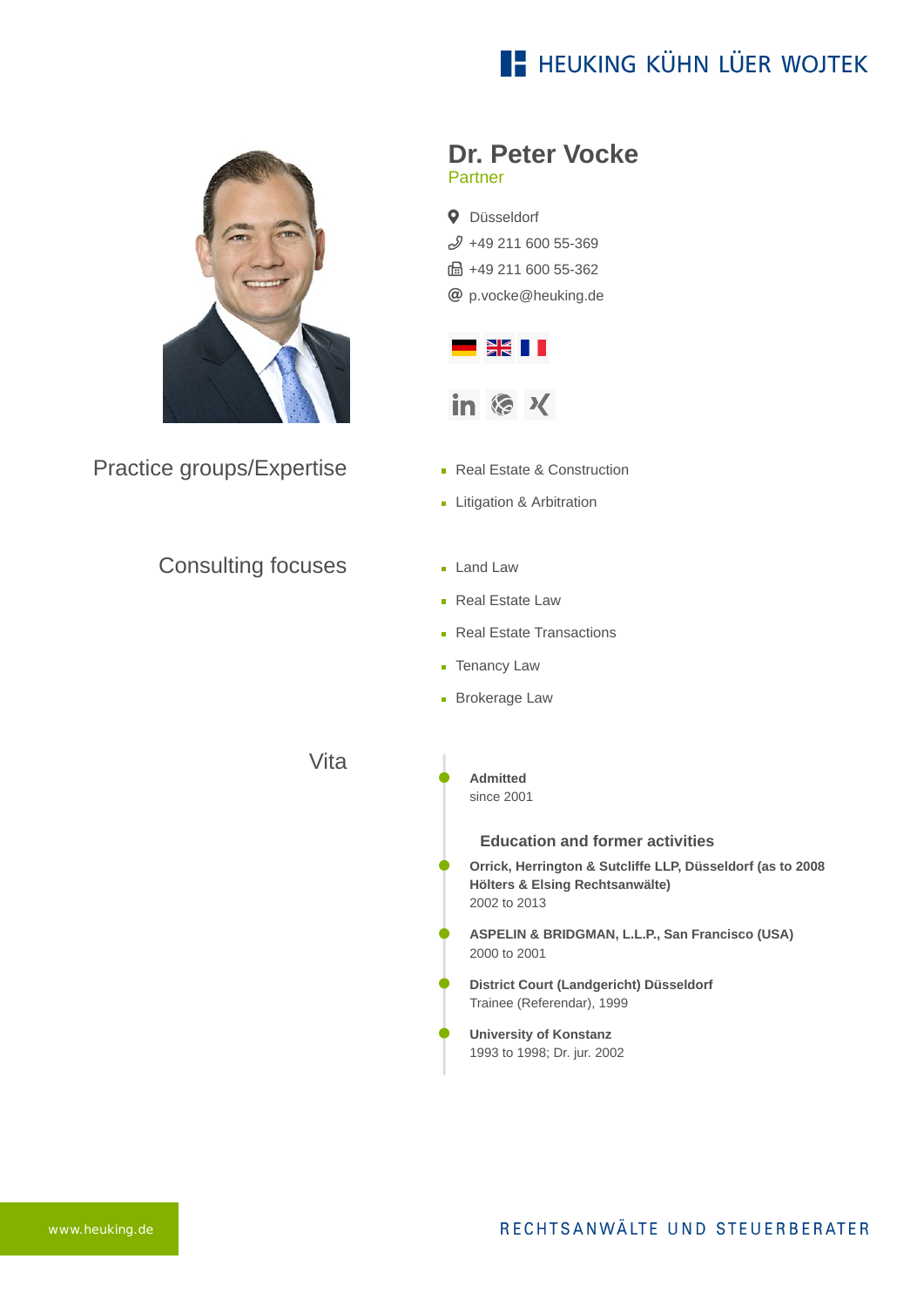# Dr. Peter Vocke

Partner

Düsseldorf
+49 211 600 55-369
+49 211 600 55-362
p.vocke@heuking.de

## Practice groups/Expertise

- Real Estate & Construction
- Litigation & Arbitration

## Consulting focuses

- Land Law
- Real Estate Law
- Real Estate Transactions
- Tenancy Law
- Brokerage Law

## Vita

**Admitted**
since 2001

### Education and former activities

**Orrick, Herrington & Sutcliffe LLP, Düsseldorf (as to 2008 Hölters & Elsing Rechtsanwälte)**
2002 to 2013

**ASPELIN & BRIDGMAN, L.L.P., San Francisco (USA)**
2000 to 2001

**District Court (Landgericht) Düsseldorf**
Trainee (Referendar), 1999

**University of Konstanz**
1993 to 1998; Dr. jur. 2002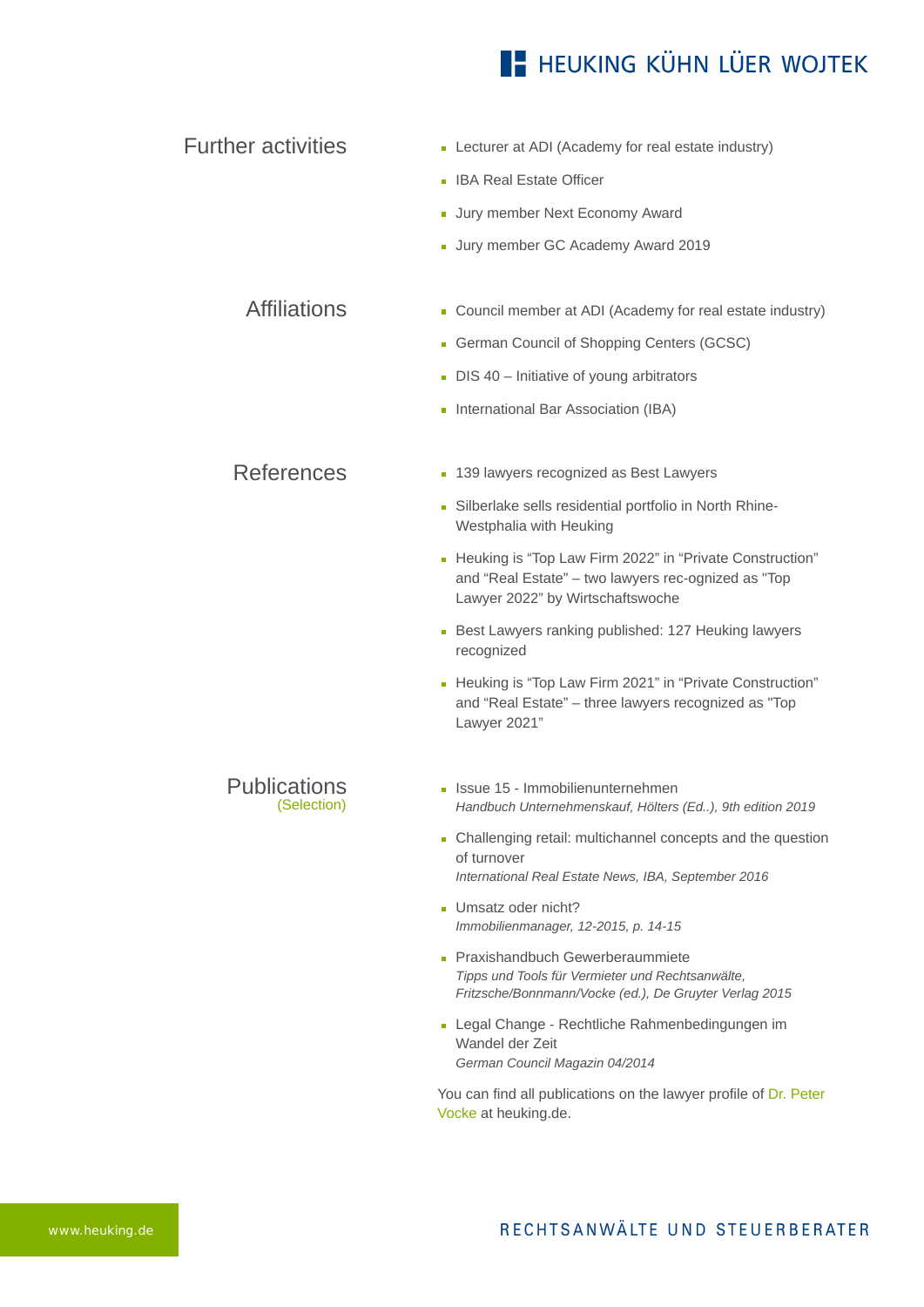## Further activities

- Lecturer at ADI (Academy for real estate industry)
- IBA Real Estate Officer
- Jury member Next Economy Award
- Jury member GC Academy Award 2019

## Affiliations

- Council member at ADI (Academy for real estate industry)
- German Council of Shopping Centers (GCSC)
- DIS 40 – Initiative of young arbitrators
- International Bar Association (IBA)

## References

- 139 lawyers recognized as Best Lawyers
- Silberlake sells residential portfolio in North Rhine-Westphalia with Heuking
- Heuking is “Top Law Firm 2022” in “Private Construction” and “Real Estate” – two lawyers rec-ognized as "Top Lawyer 2022” by Wirtschaftswoche
- Best Lawyers ranking published: 127 Heuking lawyers recognized
- Heuking is “Top Law Firm 2021” in “Private Construction” and “Real Estate” – three lawyers recognized as "Top Lawyer 2021”

## Publications
(Selection)

- Issue 15 - Immobilienunternehmen  
  *Handbuch Unternehmenskauf, Hölters (Ed..), 9th edition 2019*
- Challenging retail: multichannel concepts and the question of turnover  
  *International Real Estate News, IBA, September 2016*
- Umsatz oder nicht?  
  *Immobilienmanager, 12-2015, p. 14-15*
- Praxishandbuch Gewerberaummiete  
  *Tipps und Tools für Vermieter und Rechtsanwälte, Fritzsche/Bonnmann/Vocke (ed.), De Gruyter Verlag 2015*
- Legal Change - Rechtliche Rahmenbedingungen im Wandel der Zeit  
  *German Council Magazin 04/2014*

You can find all publications on the lawyer profile of Dr. Peter Vocke at heuking.de.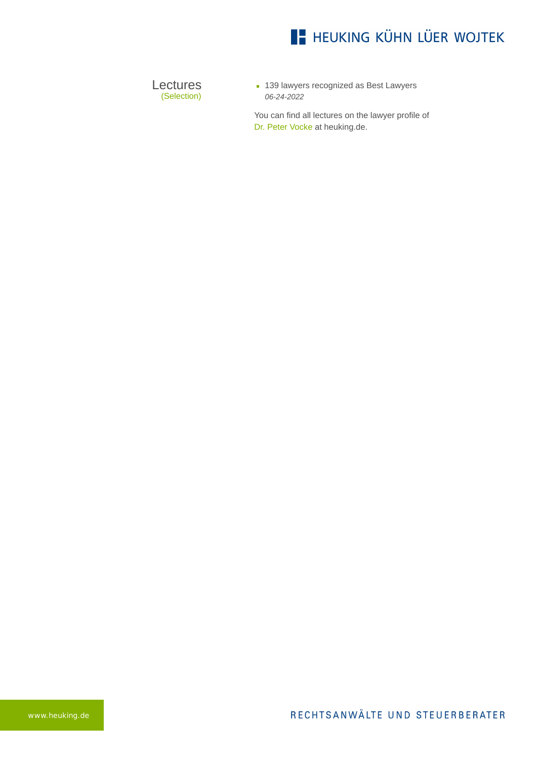## Lectures
(Selection)

- 139 lawyers recognized as Best Lawyers
  *06-24-2022*

You can find all lectures on the lawyer profile of Dr. Peter Vocke at heuking.de.